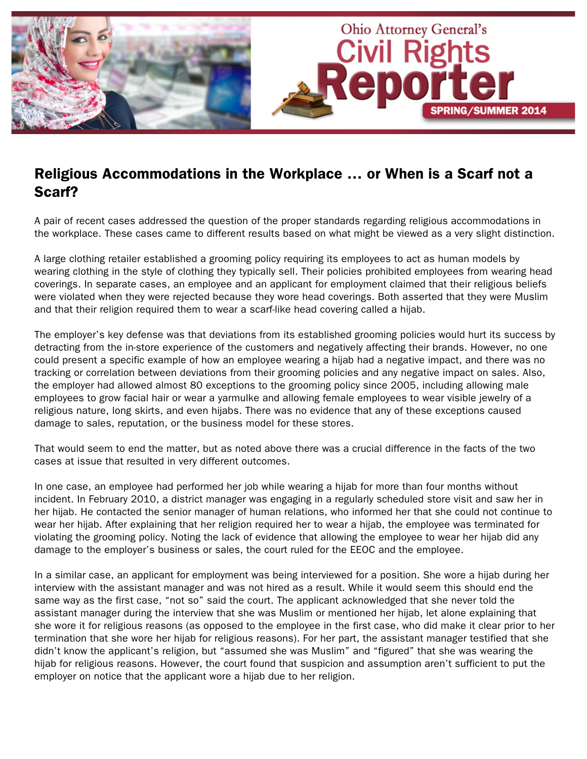Ohio Attorney General's Civil Rights Reporter

SPRING/SUMMER 2014

## Religious Accommodations in the Workplace … or When is a Scarf not a Scarf?

A pair of recent cases addressed the question of the proper standards regarding religious accommodations in the workplace. These cases came to different results based on what might be viewed as a very slight distinction.

A large clothing retailer established a grooming policy requiring its employees to act as human models by wearing clothing in the style of clothing they typically sell. Their policies prohibited employees from wearing head coverings. In separate cases, an employee and an applicant for employment claimed that their religious beliefs were violated when they were rejected because they wore head coverings. Both asserted that they were Muslim and that their religion required them to wear a scarf-like head covering called a hijab.

The employer's key defense was that deviations from its established grooming policies would hurt its success by detracting from the in-store experience of the customers and negatively affecting their brands. However, no one could present a specific example of how an employee wearing a hijab had a negative impact, and there was no tracking or correlation between deviations from their grooming policies and any negative impact on sales. Also, the employer had allowed almost 80 exceptions to the grooming policy since 2005, including allowing male employees to grow facial hair or wear a yarmulke and allowing female employees to wear visible jewelry of a religious nature, long skirts, and even hijabs. There was no evidence that any of these exceptions caused damage to sales, reputation, or the business model for these stores.

That would seem to end the matter, but as noted above there was a crucial difference in the facts of the two cases at issue that resulted in very different outcomes.

In one case, an employee had performed her job while wearing a hijab for more than four months without incident. In February 2010, a district manager was engaging in a regularly scheduled store visit and saw her in her hijab. He contacted the senior manager of human relations, who informed her that she could not continue to wear her hijab. After explaining that her religion required her to wear a hijab, the employee was terminated for violating the grooming policy. Noting the lack of evidence that allowing the employee to wear her hijab did any damage to the employer's business or sales, the court ruled for the EEOC and the employee.

In a similar case, an applicant for employment was being interviewed for a position. She wore a hijab during her interview with the assistant manager and was not hired as a result. While it would seem this should end the same way as the first case, "not so" said the court. The applicant acknowledged that she never told the assistant manager during the interview that she was Muslim or mentioned her hijab, let alone explaining that she wore it for religious reasons (as opposed to the employee in the first case, who did make it clear prior to her termination that she wore her hijab for religious reasons). For her part, the assistant manager testified that she didn't know the applicant's religion, but "assumed she was Muslim" and "figured" that she was wearing the hijab for religious reasons. However, the court found that suspicion and assumption aren't sufficient to put the employer on notice that the applicant wore a hijab due to her religion.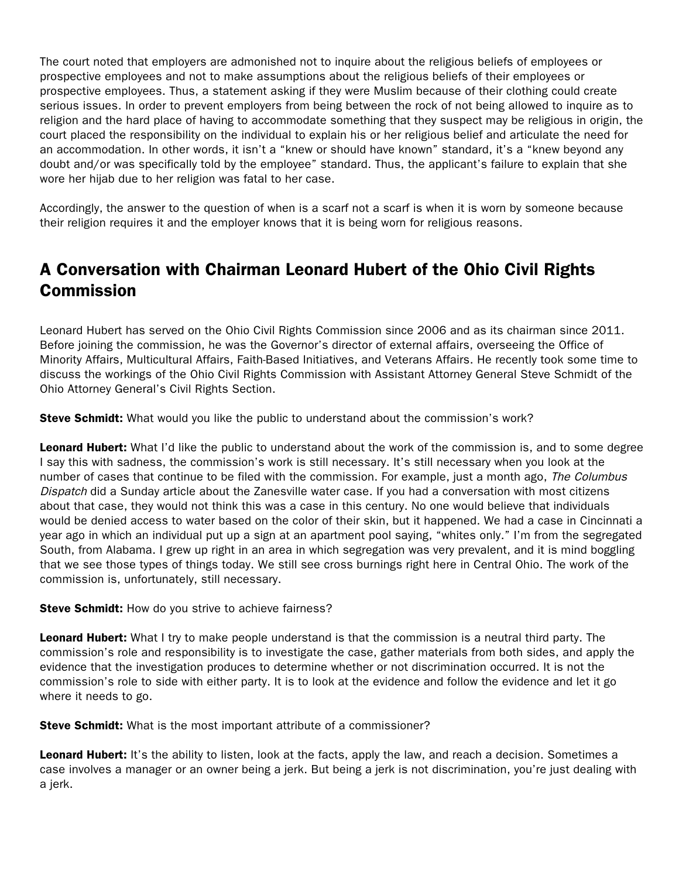The court noted that employers are admonished not to inquire about the religious beliefs of employees or prospective employees and not to make assumptions about the religious beliefs of their employees or prospective employees. Thus, a statement asking if they were Muslim because of their clothing could create serious issues. In order to prevent employers from being between the rock of not being allowed to inquire as to religion and the hard place of having to accommodate something that they suspect may be religious in origin, the court placed the responsibility on the individual to explain his or her religious belief and articulate the need for an accommodation. In other words, it isn't a "knew or should have known" standard, it's a "knew beyond any doubt and/or was specifically told by the employee" standard. Thus, the applicant's failure to explain that she wore her hijab due to her religion was fatal to her case.

Accordingly, the answer to the question of when is a scarf not a scarf is when it is worn by someone because their religion requires it and the employer knows that it is being worn for religious reasons.

## A Conversation with Chairman Leonard Hubert of the Ohio Civil Rights Commission

Leonard Hubert has served on the Ohio Civil Rights Commission since 2006 and as its chairman since 2011. Before joining the commission, he was the Governor's director of external affairs, overseeing the Office of Minority Affairs, Multicultural Affairs, Faith-Based Initiatives, and Veterans Affairs. He recently took some time to discuss the workings of the Ohio Civil Rights Commission with Assistant Attorney General Steve Schmidt of the Ohio Attorney General's Civil Rights Section.

**Steve Schmidt:** What would you like the public to understand about the commission's work?

**Leonard Hubert:** What I'd like the public to understand about the work of the commission is, and to some degree I say this with sadness, the commission's work is still necessary. It's still necessary when you look at the number of cases that continue to be filed with the commission. For example, just a month ago, *The Columbus Dispatch* did a Sunday article about the Zanesville water case. If you had a conversation with most citizens about that case, they would not think this was a case in this century. No one would believe that individuals would be denied access to water based on the color of their skin, but it happened. We had a case in Cincinnati a year ago in which an individual put up a sign at an apartment pool saying, "whites only." I'm from the segregated South, from Alabama. I grew up right in an area in which segregation was very prevalent, and it is mind boggling that we see those types of things today. We still see cross burnings right here in Central Ohio. The work of the commission is, unfortunately, still necessary.

**Steve Schmidt:** How do you strive to achieve fairness?

**Leonard Hubert:** What I try to make people understand is that the commission is a neutral third party. The commission's role and responsibility is to investigate the case, gather materials from both sides, and apply the evidence that the investigation produces to determine whether or not discrimination occurred. It is not the commission's role to side with either party. It is to look at the evidence and follow the evidence and let it go where it needs to go.

**Steve Schmidt:** What is the most important attribute of a commissioner?

**Leonard Hubert:** It's the ability to listen, look at the facts, apply the law, and reach a decision. Sometimes a case involves a manager or an owner being a jerk. But being a jerk is not discrimination, you're just dealing with a jerk.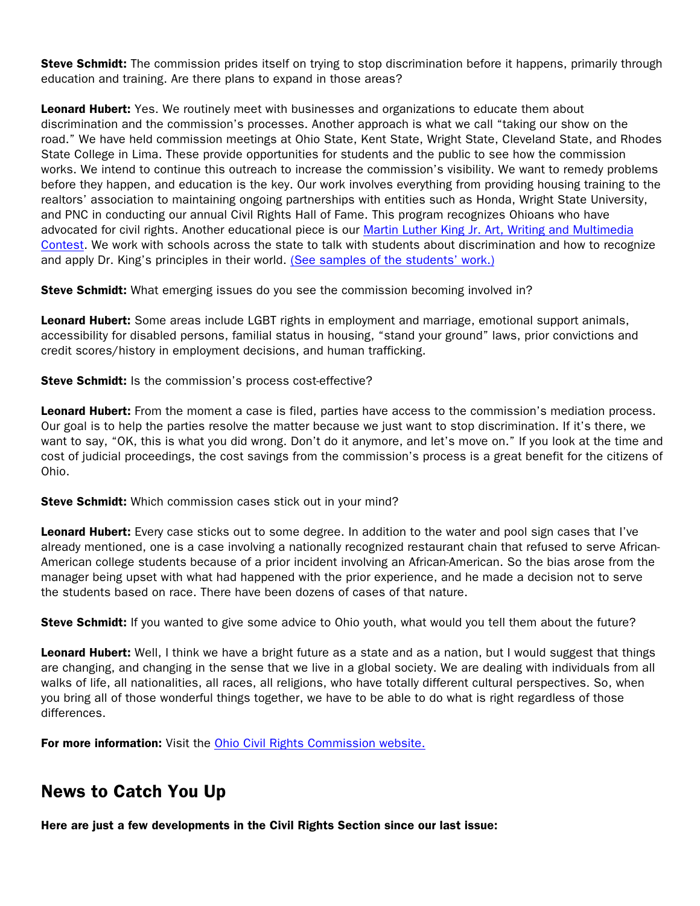**Steve Schmidt:** The commission prides itself on trying to stop discrimination before it happens, primarily through education and training. Are there plans to expand in those areas?

**Leonard Hubert:** Yes. We routinely meet with businesses and organizations to educate them about discrimination and the commission's processes. Another approach is what we call "taking our show on the road." We have held commission meetings at Ohio State, Kent State, Wright State, Cleveland State, and Rhodes State College in Lima. These provide opportunities for students and the public to see how the commission works. We intend to continue this outreach to increase the commission's visibility. We want to remedy problems before they happen, and education is the key. Our work involves everything from providing housing training to the realtors' association to maintaining ongoing partnerships with entities such as Honda, Wright State University, and PNC in conducting our annual Civil Rights Hall of Fame. This program recognizes Ohioans who have advocated for civil rights. Another educational piece is our Martin Luther King Jr. Art, Writing and Multimedia Contest. We work with schools across the state to talk with students about discrimination and how to recognize and apply Dr. King's principles in their world. (See samples of the students' work.)

**Steve Schmidt:** What emerging issues do you see the commission becoming involved in?

**Leonard Hubert:** Some areas include LGBT rights in employment and marriage, emotional support animals, accessibility for disabled persons, familial status in housing, "stand your ground" laws, prior convictions and credit scores/history in employment decisions, and human trafficking.

**Steve Schmidt:** Is the commission's process cost-effective?

**Leonard Hubert:** From the moment a case is filed, parties have access to the commission's mediation process. Our goal is to help the parties resolve the matter because we just want to stop discrimination. If it's there, we want to say, "OK, this is what you did wrong. Don't do it anymore, and let's move on." If you look at the time and cost of judicial proceedings, the cost savings from the commission's process is a great benefit for the citizens of Ohio.

**Steve Schmidt:** Which commission cases stick out in your mind?

**Leonard Hubert:** Every case sticks out to some degree. In addition to the water and pool sign cases that I've already mentioned, one is a case involving a nationally recognized restaurant chain that refused to serve African-American college students because of a prior incident involving an African-American. So the bias arose from the manager being upset with what had happened with the prior experience, and he made a decision not to serve the students based on race. There have been dozens of cases of that nature.

**Steve Schmidt:** If you wanted to give some advice to Ohio youth, what would you tell them about the future?

**Leonard Hubert:** Well, I think we have a bright future as a state and as a nation, but I would suggest that things are changing, and changing in the sense that we live in a global society. We are dealing with individuals from all walks of life, all nationalities, all races, all religions, who have totally different cultural perspectives. So, when you bring all of those wonderful things together, we have to be able to do what is right regardless of those differences.

**For more information:** Visit the Ohio Civil Rights Commission website.

## News to Catch You Up

**Here are just a few developments in the Civil Rights Section since our last issue:**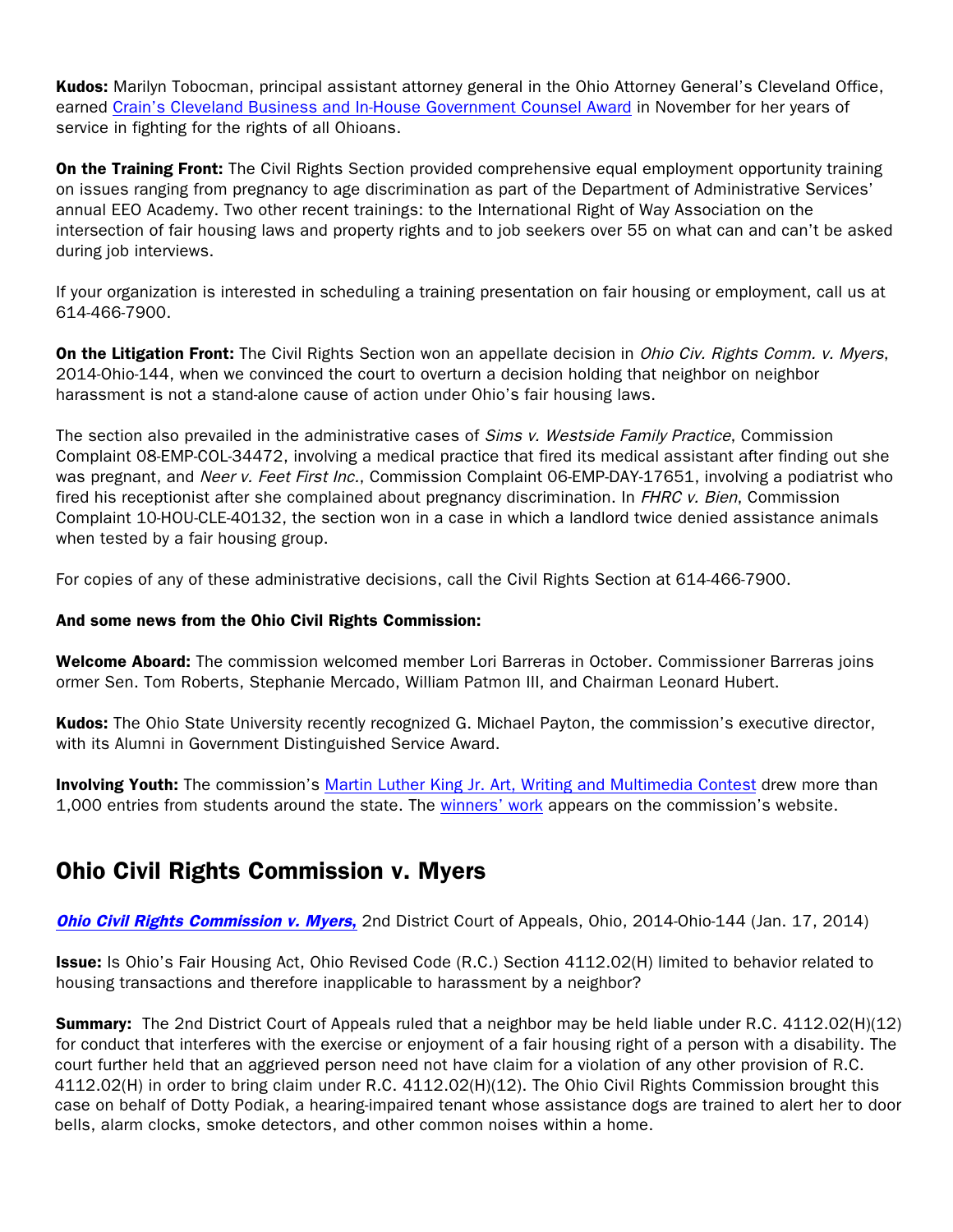**Kudos:** Marilyn Tobocman, principal assistant attorney general in the Ohio Attorney General's Cleveland Office, earned Crain's Cleveland Business and In-House Government Counsel Award in November for her years of service in fighting for the rights of all Ohioans.

**On the Training Front:** The Civil Rights Section provided comprehensive equal employment opportunity training on issues ranging from pregnancy to age discrimination as part of the Department of Administrative Services' annual EEO Academy. Two other recent trainings: to the International Right of Way Association on the intersection of fair housing laws and property rights and to job seekers over 55 on what can and can't be asked during job interviews.

If your organization is interested in scheduling a training presentation on fair housing or employment, call us at 614-466-7900.

**On the Litigation Front:** The Civil Rights Section won an appellate decision in *Ohio Civ. Rights Comm. v. Myers*, 2014-Ohio-144, when we convinced the court to overturn a decision holding that neighbor on neighbor harassment is not a stand-alone cause of action under Ohio's fair housing laws.

The section also prevailed in the administrative cases of *Sims v. Westside Family Practice*, Commission Complaint 08-EMP-COL-34472, involving a medical practice that fired its medical assistant after finding out she was pregnant, and *Neer v. Feet First Inc.*, Commission Complaint 06-EMP-DAY-17651, involving a podiatrist who fired his receptionist after she complained about pregnancy discrimination. In *FHRC v. Bien*, Commission Complaint 10-HOU-CLE-40132, the section won in a case in which a landlord twice denied assistance animals when tested by a fair housing group.

For copies of any of these administrative decisions, call the Civil Rights Section at 614-466-7900.

**And some news from the Ohio Civil Rights Commission:**

**Welcome Aboard:** The commission welcomed member Lori Barreras in October. Commissioner Barreras joins ormer Sen. Tom Roberts, Stephanie Mercado, William Patmon III, and Chairman Leonard Hubert.

**Kudos:** The Ohio State University recently recognized G. Michael Payton, the commission's executive director, with its Alumni in Government Distinguished Service Award.

**Involving Youth:** The commission's Martin Luther King Jr. Art, Writing and Multimedia Contest drew more than 1,000 entries from students around the state. The winners' work appears on the commission's website.

## Ohio Civil Rights Commission v. Myers

***Ohio Civil Rights Commission v. Myers,*** 2nd District Court of Appeals, Ohio, 2014-Ohio-144 (Jan. 17, 2014)

**Issue:** Is Ohio's Fair Housing Act, Ohio Revised Code (R.C.) Section 4112.02(H) limited to behavior related to housing transactions and therefore inapplicable to harassment by a neighbor?

**Summary:** The 2nd District Court of Appeals ruled that a neighbor may be held liable under R.C. 4112.02(H)(12) for conduct that interferes with the exercise or enjoyment of a fair housing right of a person with a disability. The court further held that an aggrieved person need not have claim for a violation of any other provision of R.C. 4112.02(H) in order to bring claim under R.C. 4112.02(H)(12). The Ohio Civil Rights Commission brought this case on behalf of Dotty Podiak, a hearing-impaired tenant whose assistance dogs are trained to alert her to door bells, alarm clocks, smoke detectors, and other common noises within a home.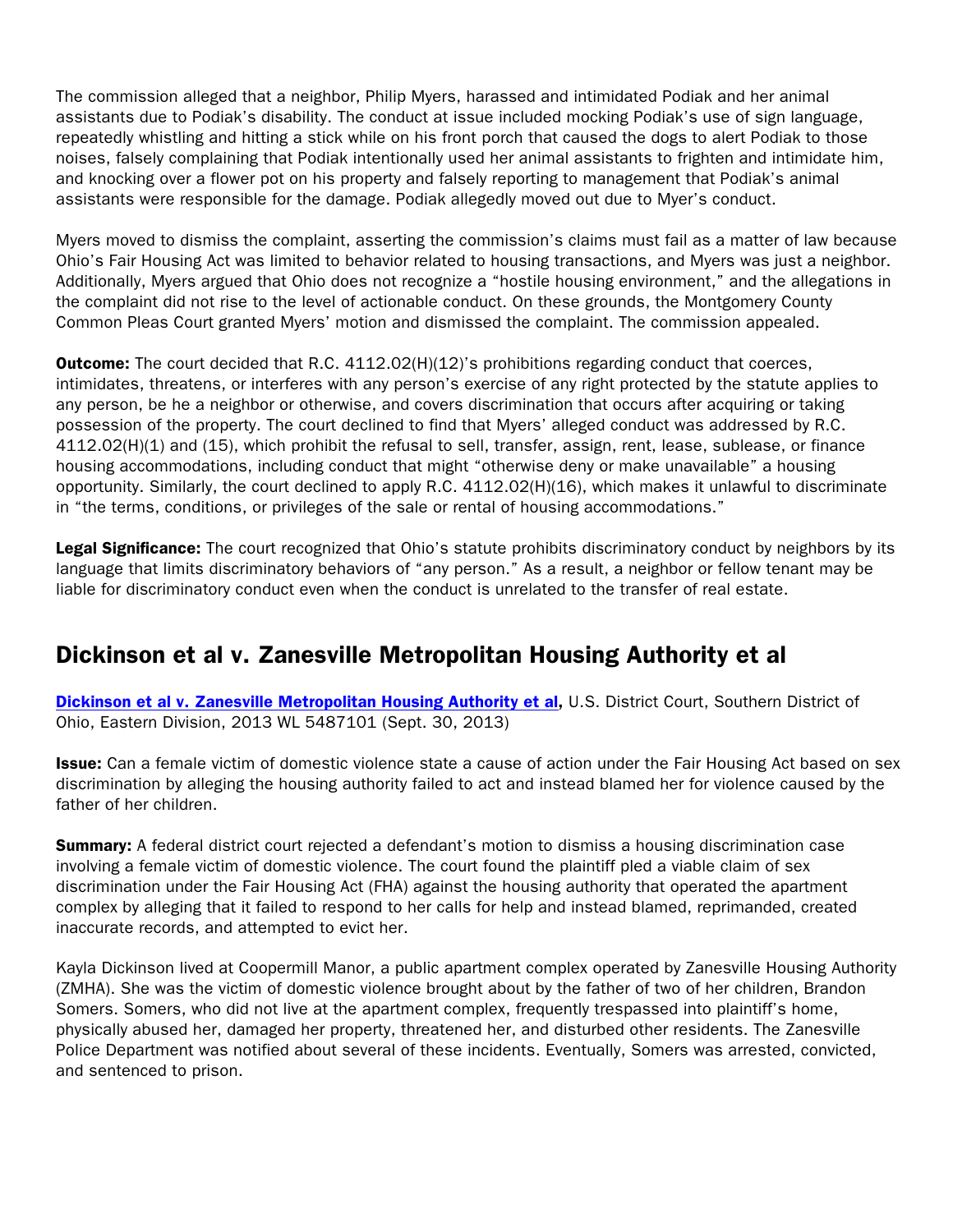The commission alleged that a neighbor, Philip Myers, harassed and intimidated Podiak and her animal assistants due to Podiak's disability. The conduct at issue included mocking Podiak's use of sign language, repeatedly whistling and hitting a stick while on his front porch that caused the dogs to alert Podiak to those noises, falsely complaining that Podiak intentionally used her animal assistants to frighten and intimidate him, and knocking over a flower pot on his property and falsely reporting to management that Podiak's animal assistants were responsible for the damage. Podiak allegedly moved out due to Myer's conduct.

Myers moved to dismiss the complaint, asserting the commission's claims must fail as a matter of law because Ohio's Fair Housing Act was limited to behavior related to housing transactions, and Myers was just a neighbor. Additionally, Myers argued that Ohio does not recognize a "hostile housing environment," and the allegations in the complaint did not rise to the level of actionable conduct. On these grounds, the Montgomery County Common Pleas Court granted Myers' motion and dismissed the complaint. The commission appealed.

**Outcome:** The court decided that R.C. 4112.02(H)(12)'s prohibitions regarding conduct that coerces, intimidates, threatens, or interferes with any person's exercise of any right protected by the statute applies to any person, be he a neighbor or otherwise, and covers discrimination that occurs after acquiring or taking possession of the property. The court declined to find that Myers' alleged conduct was addressed by R.C. 4112.02(H)(1) and (15), which prohibit the refusal to sell, transfer, assign, rent, lease, sublease, or finance housing accommodations, including conduct that might "otherwise deny or make unavailable" a housing opportunity. Similarly, the court declined to apply R.C. 4112.02(H)(16), which makes it unlawful to discriminate in "the terms, conditions, or privileges of the sale or rental of housing accommodations."

**Legal Significance:** The court recognized that Ohio's statute prohibits discriminatory conduct by neighbors by its language that limits discriminatory behaviors of "any person." As a result, a neighbor or fellow tenant may be liable for discriminatory conduct even when the conduct is unrelated to the transfer of real estate.

## Dickinson et al v. Zanesville Metropolitan Housing Authority et al

**Dickinson et al v. Zanesville Metropolitan Housing Authority et al**, U.S. District Court, Southern District of Ohio, Eastern Division, 2013 WL 5487101 (Sept. 30, 2013)

**Issue:** Can a female victim of domestic violence state a cause of action under the Fair Housing Act based on sex discrimination by alleging the housing authority failed to act and instead blamed her for violence caused by the father of her children.

**Summary:** A federal district court rejected a defendant's motion to dismiss a housing discrimination case involving a female victim of domestic violence. The court found the plaintiff pled a viable claim of sex discrimination under the Fair Housing Act (FHA) against the housing authority that operated the apartment complex by alleging that it failed to respond to her calls for help and instead blamed, reprimanded, created inaccurate records, and attempted to evict her.

Kayla Dickinson lived at Coopermill Manor, a public apartment complex operated by Zanesville Housing Authority (ZMHA). She was the victim of domestic violence brought about by the father of two of her children, Brandon Somers. Somers, who did not live at the apartment complex, frequently trespassed into plaintiff's home, physically abused her, damaged her property, threatened her, and disturbed other residents. The Zanesville Police Department was notified about several of these incidents. Eventually, Somers was arrested, convicted, and sentenced to prison.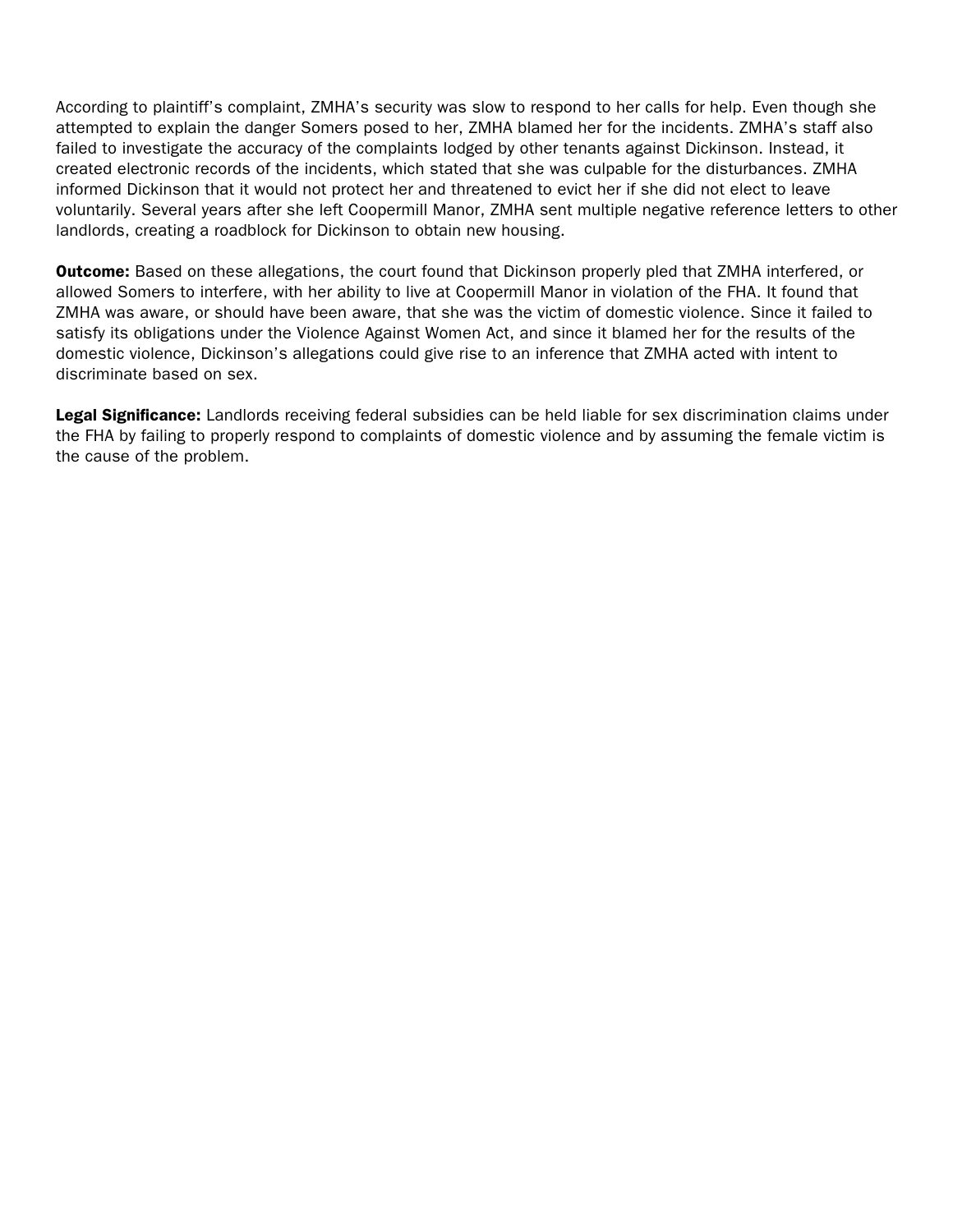According to plaintiff's complaint, ZMHA's security was slow to respond to her calls for help. Even though she attempted to explain the danger Somers posed to her, ZMHA blamed her for the incidents. ZMHA's staff also failed to investigate the accuracy of the complaints lodged by other tenants against Dickinson. Instead, it created electronic records of the incidents, which stated that she was culpable for the disturbances. ZMHA informed Dickinson that it would not protect her and threatened to evict her if she did not elect to leave voluntarily. Several years after she left Coopermill Manor, ZMHA sent multiple negative reference letters to other landlords, creating a roadblock for Dickinson to obtain new housing.

**Outcome:** Based on these allegations, the court found that Dickinson properly pled that ZMHA interfered, or allowed Somers to interfere, with her ability to live at Coopermill Manor in violation of the FHA. It found that ZMHA was aware, or should have been aware, that she was the victim of domestic violence. Since it failed to satisfy its obligations under the Violence Against Women Act, and since it blamed her for the results of the domestic violence, Dickinson's allegations could give rise to an inference that ZMHA acted with intent to discriminate based on sex.

**Legal Significance:** Landlords receiving federal subsidies can be held liable for sex discrimination claims under the FHA by failing to properly respond to complaints of domestic violence and by assuming the female victim is the cause of the problem.